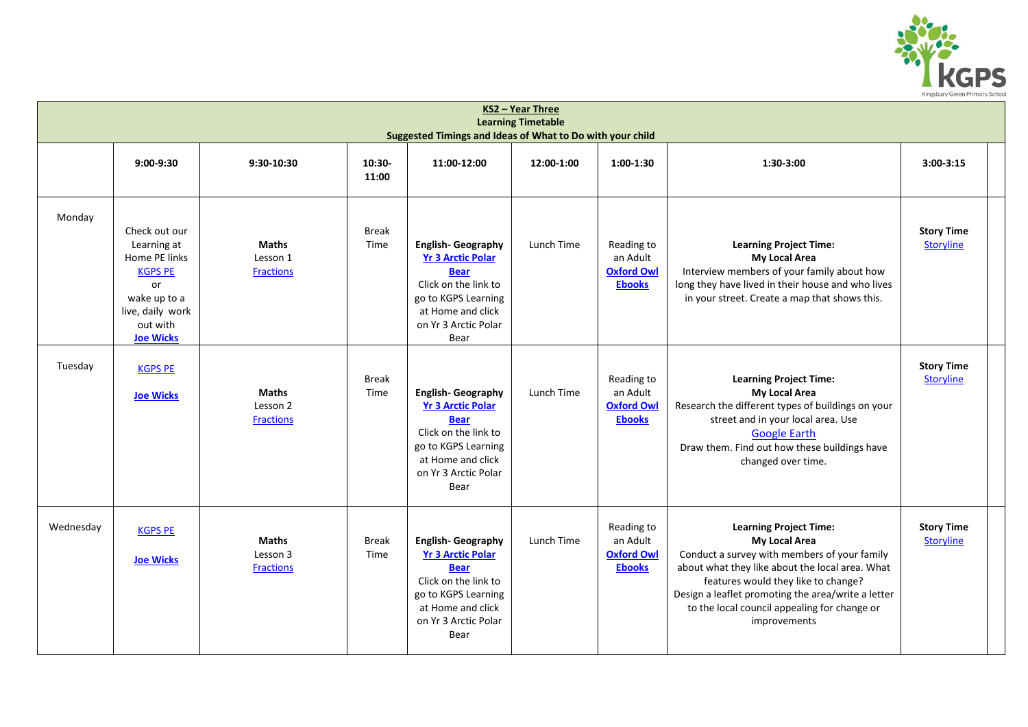KGPS
Kingsbury Green Primary School

**KS2 – Year Three**
**Learning Timetable**
**Suggested Timings and Ideas of What to Do with your child**

| | 9:00-9:30 | 9:30-10:30 | 10:30-11:00 | 11:00-12:00 | 12:00-1:00 | 1:00-1:30 | 1:30-3:00 | 3:00-3:15 |
|---|---|---|---|---|---|---|---|---|
| Monday | Check out our Learning at Home PE links KGPS PE or wake up to a live, daily work out with **Joe Wicks** | **Maths** Lesson 1 Fractions | Break Time | **English- Geography** **Yr 3 Arctic Polar Bear** Click on the link to go to KGPS Learning at Home and click on Yr 3 Arctic Polar Bear | Lunch Time | Reading to an Adult **Oxford Owl Ebooks** | **Learning Project Time:** **My Local Area** Interview members of your family about how long they have lived in their house and who lives in your street. Create a map that shows this. | **Story Time** Storyline |
| Tuesday | KGPS PE **Joe Wicks** | **Maths** Lesson 2 Fractions | Break Time | **English- Geography** **Yr 3 Arctic Polar Bear** Click on the link to go to KGPS Learning at Home and click on Yr 3 Arctic Polar Bear | Lunch Time | Reading to an Adult **Oxford Owl Ebooks** | **Learning Project Time:** **My Local Area** Research the different types of buildings on your street and in your local area. Use Google Earth Draw them. Find out how these buildings have changed over time. | **Story Time** Storyline |
| Wednesday | KGPS PE **Joe Wicks** | **Maths** Lesson 3 Fractions | Break Time | **English- Geography** **Yr 3 Arctic Polar Bear** Click on the link to go to KGPS Learning at Home and click on Yr 3 Arctic Polar Bear | Lunch Time | Reading to an Adult **Oxford Owl Ebooks** | **Learning Project Time:** **My Local Area** Conduct a survey with members of your family about what they like about the local area. What features would they like to change? Design a leaflet promoting the area/write a letter to the local council appealing for change or improvements | **Story Time** Storyline |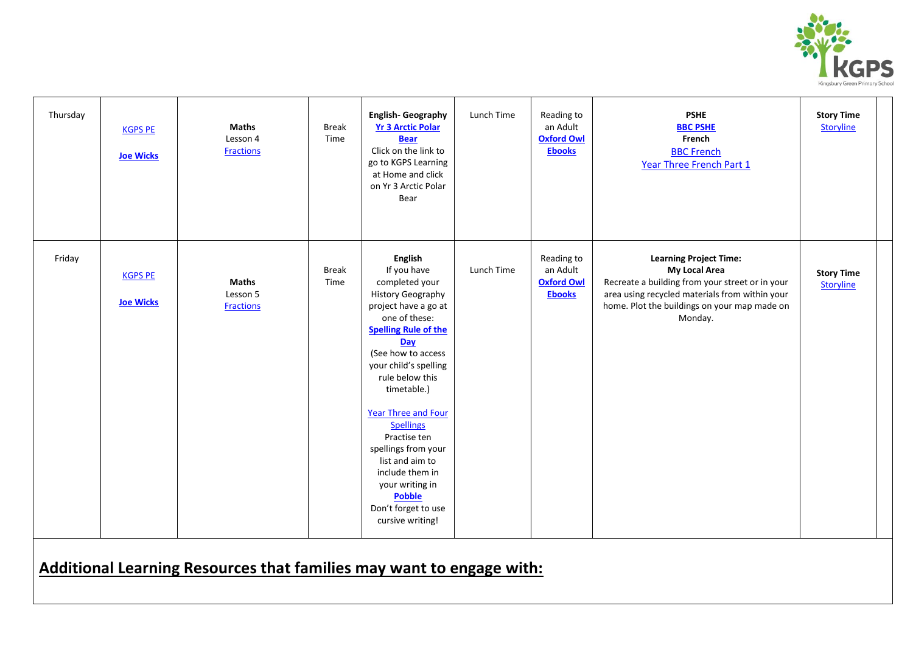| Thursday | KGPS PE<br><br>**Joe Wicks** | **Maths**<br>Lesson 4<br>Fractions | Break Time | **English- Geography**<br>**Yr 3 Arctic Polar Bear**<br>Click on the link to go to KGPS Learning at Home and click on Yr 3 Arctic Polar Bear | Lunch Time | Reading to an Adult<br>**Oxford Owl Ebooks** | **PSHE**<br>**BBC PSHE**<br>**French**<br>BBC French<br>Year Three French Part 1 | **Story Time**<br>Storyline | |
|---|---|---|---|---|---|---|---|---|---|
| Friday | KGPS PE<br><br>**Joe Wicks** | **Maths**<br>Lesson 5<br>Fractions | Break Time | **English**<br>If you have completed your History Geography project have a go at one of these:<br>**Spelling Rule of the Day**<br>(See how to access your child's spelling rule below this timetable.)<br><br>Year Three and Four Spellings<br>Practise ten spellings from your list and aim to include them in your writing in **Pobble**<br>Don't forget to use cursive writing! | Lunch Time | Reading to an Adult<br>**Oxford Owl Ebooks** | **Learning Project Time:**<br>**My Local Area**<br>Recreate a building from your street or in your area using recycled materials from within your home. Plot the buildings on your map made on Monday. | **Story Time**<br>Storyline | |

## Additional Learning Resources that families may want to engage with: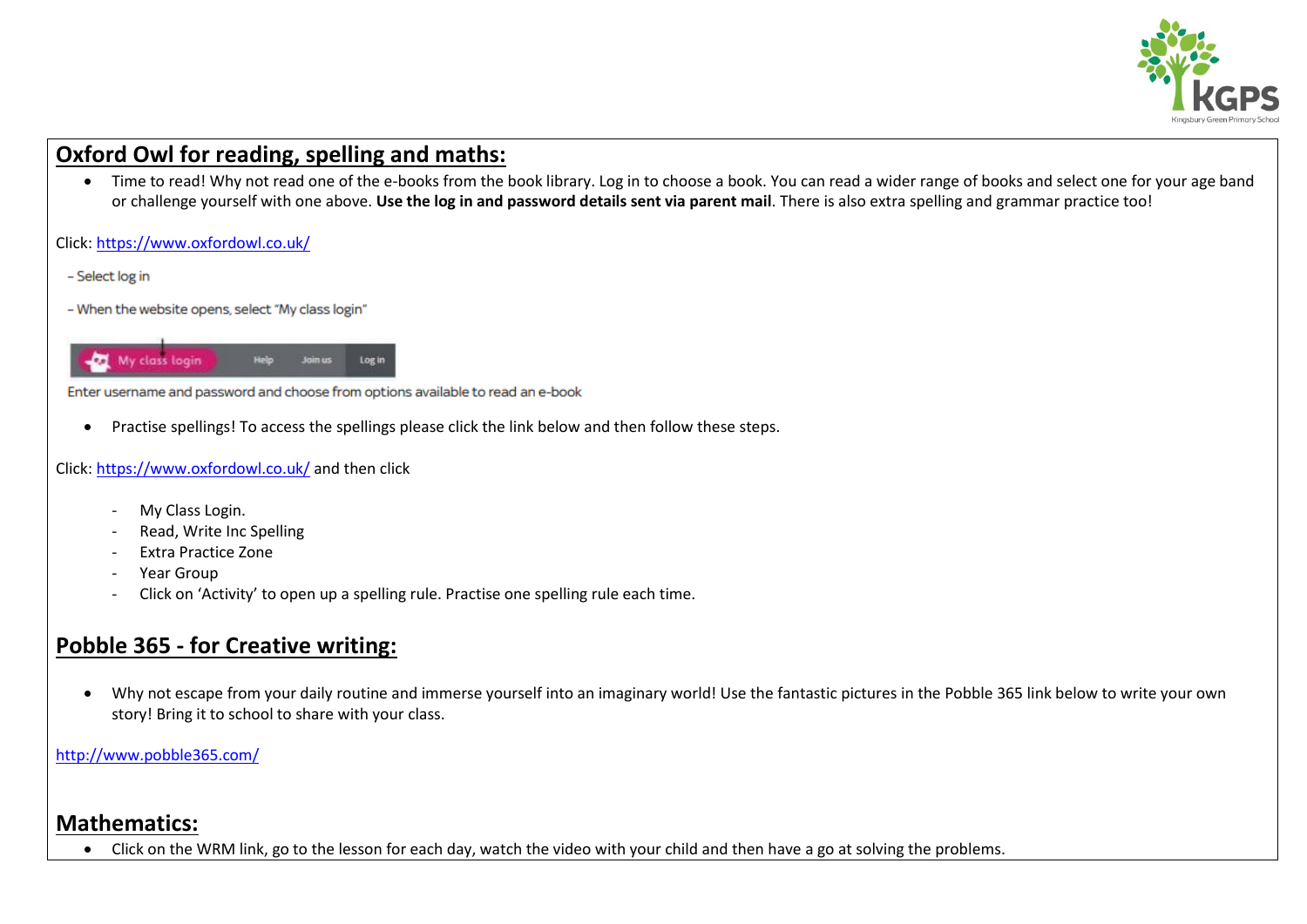## Oxford Owl for reading, spelling and maths:

- Time to read! Why not read one of the e-books from the book library. Log in to choose a book. You can read a wider range of books and select one for your age band or challenge yourself with one above. **Use the log in and password details sent via parent mail**. There is also extra spelling and grammar practice too!

Click: https://www.oxfordowl.co.uk/

- Select log in

- When the website opens, select "My class login"

Enter username and password and choose from options available to read an e-book

- Practise spellings! To access the spellings please click the link below and then follow these steps.

Click: https://www.oxfordowl.co.uk/ and then click

- My Class Login.
- Read, Write Inc Spelling
- Extra Practice Zone
- Year Group
- Click on 'Activity' to open up a spelling rule. Practise one spelling rule each time.

## Pobble 365 - for Creative writing:

- Why not escape from your daily routine and immerse yourself into an imaginary world! Use the fantastic pictures in the Pobble 365 link below to write your own story! Bring it to school to share with your class.

http://www.pobble365.com/

## Mathematics:

- Click on the WRM link, go to the lesson for each day, watch the video with your child and then have a go at solving the problems.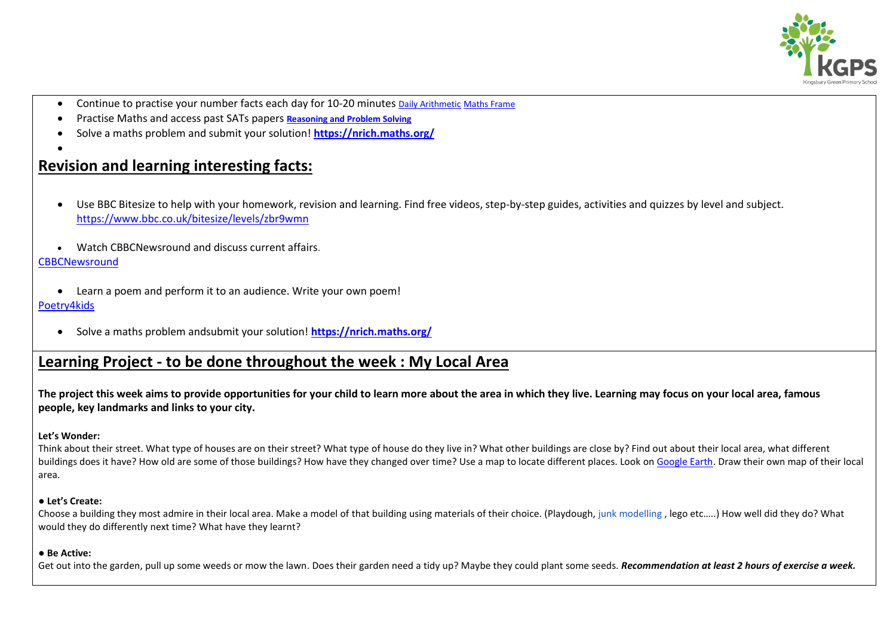- Continue to practise your number facts each day for 10-20 minutes Daily Arithmetic Maths Frame
- Practise Maths and access past SATs papers **Reasoning and Problem Solving**
- Solve a maths problem and submit your solution! **https://nrich.maths.org/**

## Revision and learning interesting facts:

- Use BBC Bitesize to help with your homework, revision and learning. Find free videos, step-by-step guides, activities and quizzes by level and subject. https://www.bbc.co.uk/bitesize/levels/zbr9wmn

- Watch CBBCNewsround and discuss current affairs.

CBBCNewsround

- Learn a poem and perform it to an audience. Write your own poem!

Poetry4kids

- Solve a maths problem andsubmit your solution! **https://nrich.maths.org/**

## Learning Project - to be done throughout the week : My Local Area

**The project this week aims to provide opportunities for your child to learn more about the area in which they live. Learning may focus on your local area, famous people, key landmarks and links to your city.**

**Let's Wonder:**
Think about their street. What type of houses are on their street? What type of house do they live in? What other buildings are close by? Find out about their local area, what different buildings does it have? How old are some of those buildings? How have they changed over time? Use a map to locate different places. Look on Google Earth. Draw their own map of their local area.

**● Let's Create:**
Choose a building they most admire in their local area. Make a model of that building using materials of their choice. (Playdough, junk modelling , lego etc…..) How well did they do? What would they do differently next time? What have they learnt?

**● Be Active:**
Get out into the garden, pull up some weeds or mow the lawn. Does their garden need a tidy up? Maybe they could plant some seeds. ***Recommendation at least 2 hours of exercise a week.***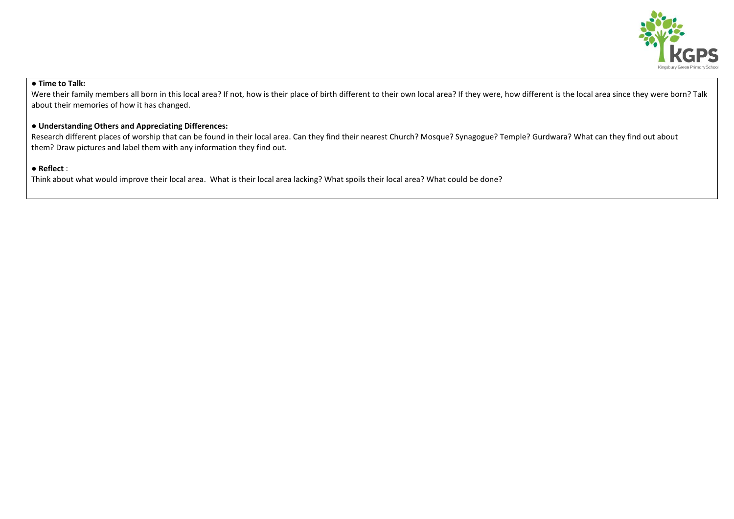- **Time to Talk:**

Were their family members all born in this local area? If not, how is their place of birth different to their own local area? If they were, how different is the local area since they were born? Talk about their memories of how it has changed.

- **Understanding Others and Appreciating Differences:**

Research different places of worship that can be found in their local area. Can they find their nearest Church? Mosque? Synagogue? Temple? Gurdwara? What can they find out about them? Draw pictures and label them with any information they find out.

- **Reflect** :

Think about what would improve their local area. What is their local area lacking? What spoils their local area? What could be done?